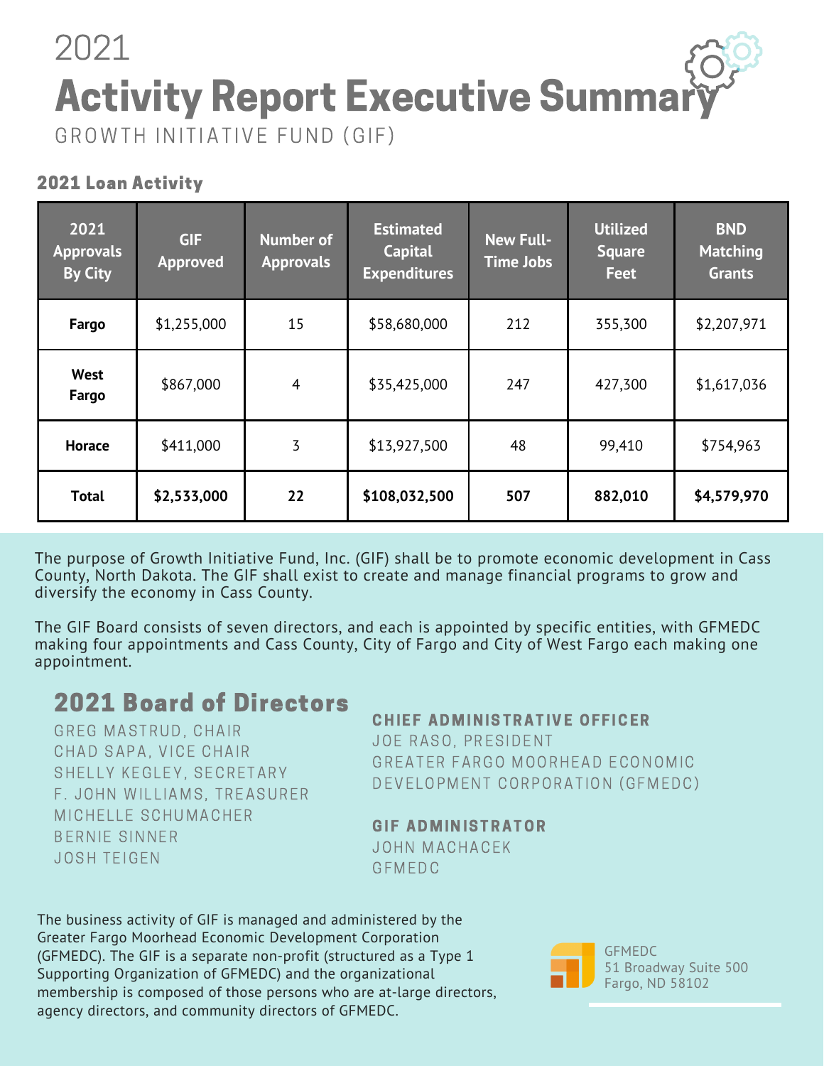2021

# Activity Report Executive Summary

GROWTH INITIATIVE FUND (GIF)

### 2021 Loan Activity

| 2021 Approvals By City | GIF Approved | Number of Approvals | Estimated Capital Expenditures | New Full-Time Jobs | Utilized Square Feet | BND Matching Grants |
|---|---|---|---|---|---|---|
| **Fargo** | $1,255,000 | 15 | $58,680,000 | 212 | 355,300 | $2,207,971 |
| **West Fargo** | $867,000 | 4 | $35,425,000 | 247 | 427,300 | $1,617,036 |
| **Horace** | $411,000 | 3 | $13,927,500 | 48 | 99,410 | $754,963 |
| **Total** | **$2,533,000** | **22** | **$108,032,500** | **507** | **882,010** | **$4,579,970** |

The purpose of Growth Initiative Fund, Inc. (GIF) shall be to promote economic development in Cass County, North Dakota. The GIF shall exist to create and manage financial programs to grow and diversify the economy in Cass County.

The GIF Board consists of seven directors, and each is appointed by specific entities, with GFMEDC making four appointments and Cass County, City of Fargo and City of West Fargo each making one appointment.

## 2021 Board of Directors

GREG MASTRUD, CHAIR
CHAD SAPA, VICE CHAIR
SHELLY KEGLEY, SECRETARY
F. JOHN WILLIAMS, TREASURER
MICHELLE SCHUMACHER
BERNIE SINNER
JOSH TEIGEN

**CHIEF ADMINISTRATIVE OFFICER**

JOE RASO, PRESIDENT
GREATER FARGO MOORHEAD ECONOMIC DEVELOPMENT CORPORATION (GFMEDC)

**GIF ADMINISTRATOR**

JOHN MACHACEK
GFMEDC

The business activity of GIF is managed and administered by the Greater Fargo Moorhead Economic Development Corporation (GFMEDC). The GIF is a separate non-profit (structured as a Type 1 Supporting Organization of GFMEDC) and the organizational membership is composed of those persons who are at-large directors, agency directors, and community directors of GFMEDC.

GFMEDC
51 Broadway Suite 500
Fargo, ND 58102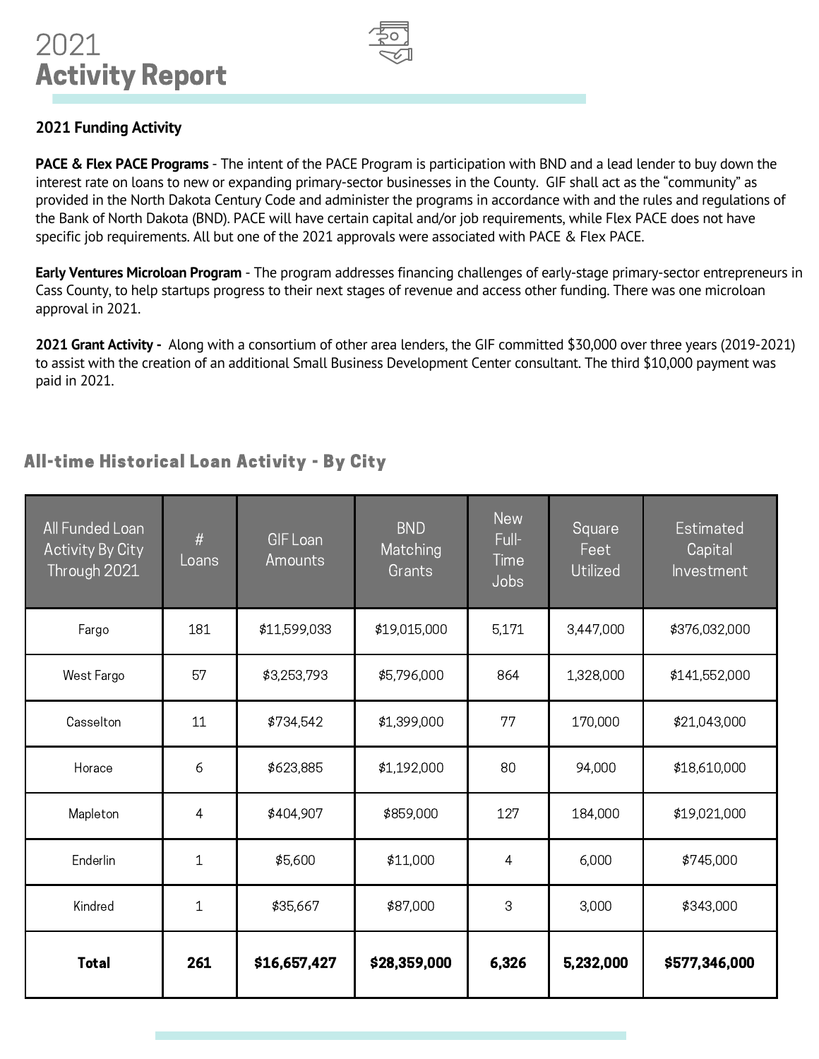# 2021 **Activity Report**

**2021 Funding Activity**

**PACE & Flex PACE Programs** - The intent of the PACE Program is participation with BND and a lead lender to buy down the interest rate on loans to new or expanding primary-sector businesses in the County. GIF shall act as the "community" as provided in the North Dakota Century Code and administer the programs in accordance with and the rules and regulations of the Bank of North Dakota (BND). PACE will have certain capital and/or job requirements, while Flex PACE does not have specific job requirements. All but one of the 2021 approvals were associated with PACE & Flex PACE.

**Early Ventures Microloan Program** - The program addresses financing challenges of early-stage primary-sector entrepreneurs in Cass County, to help startups progress to their next stages of revenue and access other funding. There was one microloan approval in 2021.

**2021 Grant Activity -** Along with a consortium of other area lenders, the GIF committed $30,000 over three years (2019-2021) to assist with the creation of an additional Small Business Development Center consultant. The third $10,000 payment was paid in 2021.

## All-time Historical Loan Activity - By City

| All Funded Loan Activity By City Through 2021 | # Loans | GIF Loan Amounts | BND Matching Grants | New Full-Time Jobs | Square Feet Utilized | Estimated Capital Investment |
|---|---|---|---|---|---|---|
| Fargo | 181 | $11,599,033 | $19,015,000 | 5,171 | 3,447,000 | $376,032,000 |
| West Fargo | 57 | $3,253,793 | $5,796,000 | 864 | 1,328,000 | $141,552,000 |
| Casselton | 11 | $734,542 | $1,399,000 | 77 | 170,000 | $21,043,000 |
| Horace | 6 | $623,885 | $1,192,000 | 80 | 94,000 | $18,610,000 |
| Mapleton | 4 | $404,907 | $859,000 | 127 | 184,000 | $19,021,000 |
| Enderlin | 1 | $5,600 | $11,000 | 4 | 6,000 | $745,000 |
| Kindred | 1 | $35,667 | $87,000 | 3 | 3,000 | $343,000 |
| **Total** | **261** | **$16,657,427** | **$28,359,000** | **6,326** | **5,232,000** | **$577,346,000** |